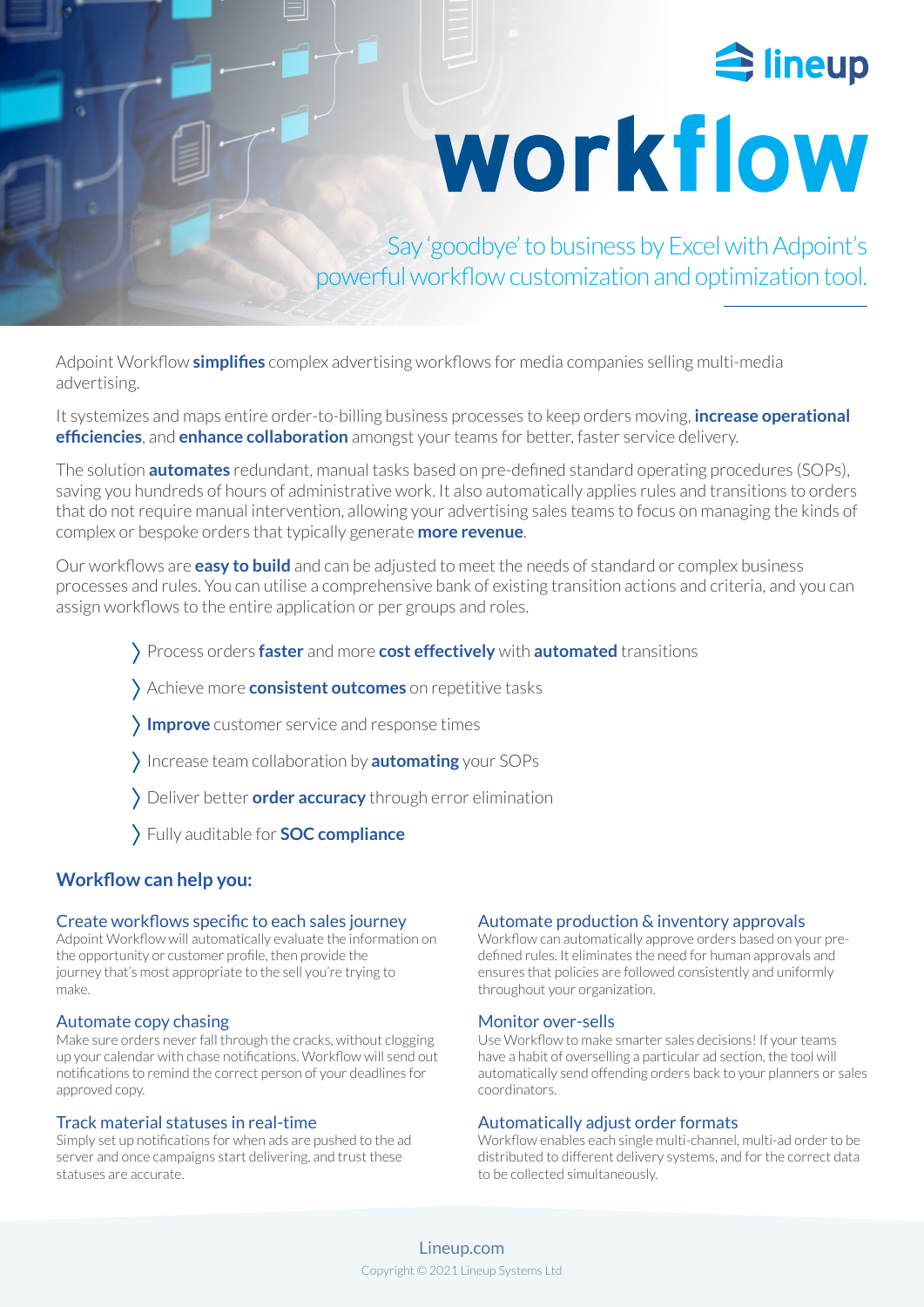lineup

# workflow

Say 'goodbye' to business by Excel with Adpoint's powerful workflow customization and optimization tool.

Adpoint Workflow **simplifies** complex advertising workflows for media companies selling multi-media advertising.

It systemizes and maps entire order-to-billing business processes to keep orders moving, **increase operational efficiencies**, and **enhance collaboration** amongst your teams for better, faster service delivery.

The solution **automates** redundant, manual tasks based on pre-defined standard operating procedures (SOPs), saving you hundreds of hours of administrative work. It also automatically applies rules and transitions to orders that do not require manual intervention, allowing your advertising sales teams to focus on managing the kinds of complex or bespoke orders that typically generate **more revenue**.

Our workflows are **easy to build** and can be adjusted to meet the needs of standard or complex business processes and rules. You can utilise a comprehensive bank of existing transition actions and criteria, and you can assign workflows to the entire application or per groups and roles.

- Process orders **faster** and more **cost effectively** with **automated** transitions
- Achieve more **consistent outcomes** on repetitive tasks
- **Improve** customer service and response times
- Increase team collaboration by **automating** your SOPs
- Deliver better **order accuracy** through error elimination
- Fully auditable for **SOC compliance**

## Workflow can help you:

### Create workflows specific to each sales journey

Adpoint Workflow will automatically evaluate the information on the opportunity or customer profile, then provide the journey that's most appropriate to the sell you're trying to make.

### Automate copy chasing

Make sure orders never fall through the cracks, without clogging up your calendar with chase notifications. Workflow will send out notifications to remind the correct person of your deadlines for approved copy.

### Track material statuses in real-time

Simply set up notifications for when ads are pushed to the ad server and once campaigns start delivering, and trust these statuses are accurate.

### Automate production & inventory approvals

Workflow can automatically approve orders based on your pre-defined rules. It eliminates the need for human approvals and ensures that policies are followed consistently and uniformly throughout your organization.

### Monitor over-sells

Use Workflow to make smarter sales decisions! If your teams have a habit of overselling a particular ad section, the tool will automatically send offending orders back to your planners or sales coordinators.

### Automatically adjust order formats

Workflow enables each single multi-channel, multi-ad order to be distributed to different delivery systems, and for the correct data to be collected simultaneously.

Lineup.com

Copyright © 2021 Lineup Systems Ltd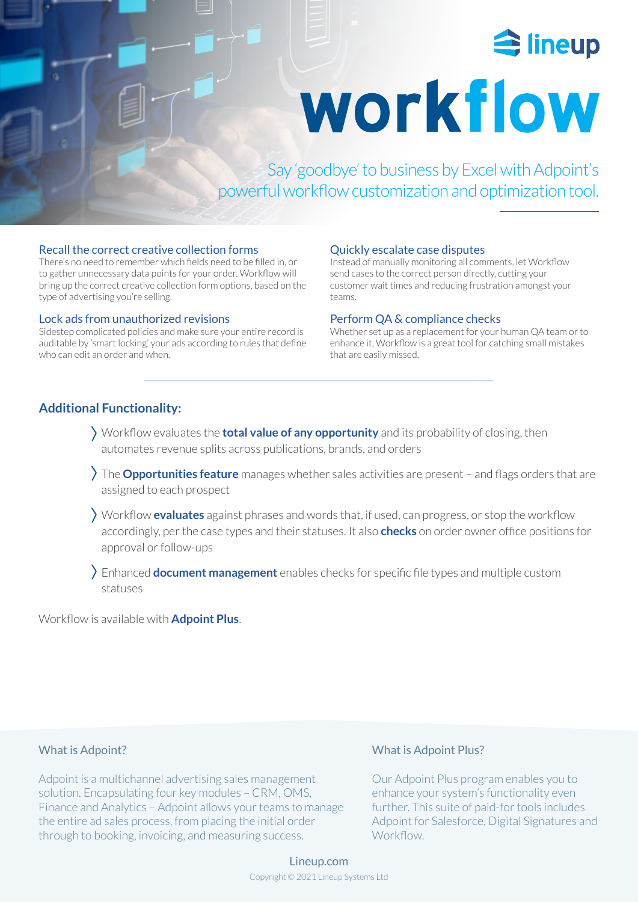lineup

# workflow

Say 'goodbye' to business by Excel with Adpoint's powerful workflow customization and optimization tool.

### Recall the correct creative collection forms

There's no need to remember which fields need to be filled in, or to gather unnecessary data points for your order. Workflow will bring up the correct creative collection form options, based on the type of advertising you're selling.

### Lock ads from unauthorized revisions

Sidestep complicated policies and make sure your entire record is auditable by 'smart locking' your ads according to rules that define who can edit an order and when.

### Quickly escalate case disputes

Instead of manually monitoring all comments, let Workflow send cases to the correct person directly, cutting your customer wait times and reducing frustration amongst your teams.

### Perform QA & compliance checks

Whether set up as a replacement for your human QA team or to enhance it, Workflow is a great tool for catching small mistakes that are easily missed.

## Additional Functionality:

- Workflow evaluates the **total value of any opportunity** and its probability of closing, then automates revenue splits across publications, brands, and orders
- The **Opportunities feature** manages whether sales activities are present – and flags orders that are assigned to each prospect
- Workflow **evaluates** against phrases and words that, if used, can progress, or stop the workflow accordingly, per the case types and their statuses. It also **checks** on order owner office positions for approval or follow-ups
- Enhanced **document management** enables checks for specific file types and multiple custom statuses

Workflow is available with **Adpoint Plus**.

### What is Adpoint?

Adpoint is a multichannel advertising sales management solution. Encapsulating four key modules – CRM, OMS, Finance and Analytics – Adpoint allows your teams to manage the entire ad sales process, from placing the initial order through to booking, invoicing, and measuring success.

### What is Adpoint Plus?

Our Adpoint Plus program enables you to enhance your system's functionality even further. This suite of paid-for tools includes Adpoint for Salesforce, Digital Signatures and Workflow.

Lineup.com

Copyright © 2021 Lineup Systems Ltd